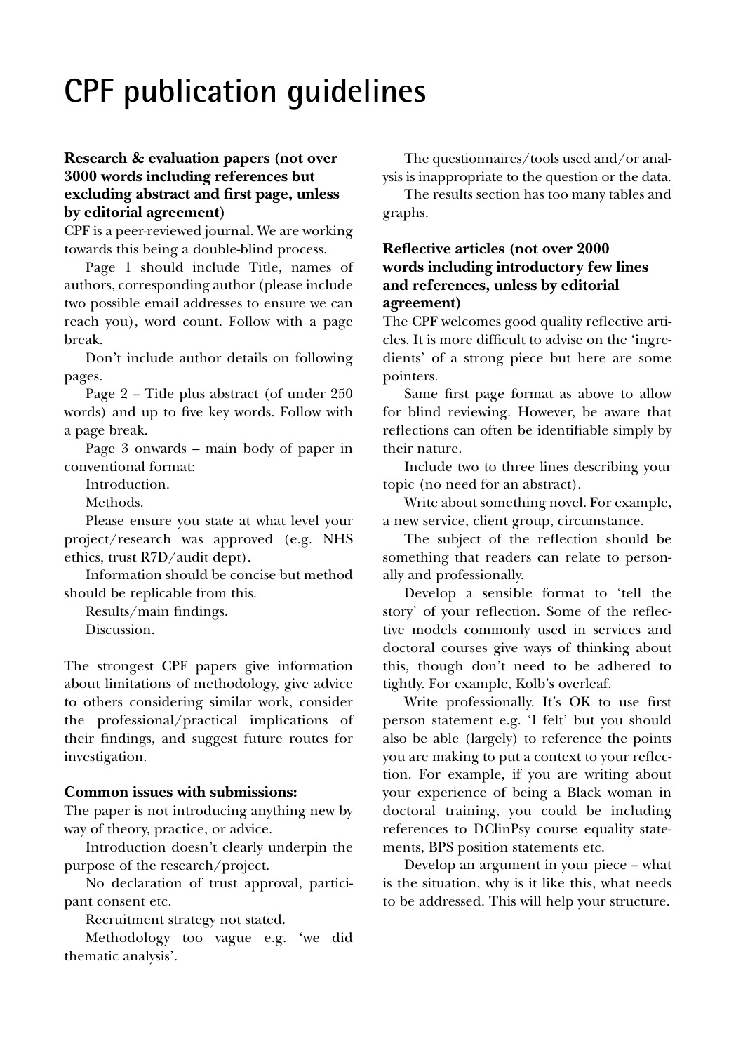# CPF publication guidelines

**Research & evaluation papers (not over 3000 words including references but excluding abstract and first page, unless by editorial agreement)**

CPF is a peer-reviewed journal. We are working towards this being a double-blind process.

Page 1 should include Title, names of authors, corresponding author (please include two possible email addresses to ensure we can reach you), word count. Follow with a page break.

Don't include author details on following pages.

Page 2 – Title plus abstract (of under 250 words) and up to five key words. Follow with a page break.

Page 3 onwards – main body of paper in conventional format:

Introduction.

Methods.

Please ensure you state at what level your project/research was approved (e.g. NHS ethics, trust R7D/audit dept).

Information should be concise but method should be replicable from this.

Results/main findings.

Discussion.

The strongest CPF papers give information about limitations of methodology, give advice to others considering similar work, consider the professional/practical implications of their findings, and suggest future routes for investigation.

**Common issues with submissions:**

The paper is not introducing anything new by way of theory, practice, or advice.

Introduction doesn't clearly underpin the purpose of the research/project.

No declaration of trust approval, participant consent etc.

Recruitment strategy not stated.

Methodology too vague e.g. 'we did thematic analysis'.

The questionnaires/tools used and/or analysis is inappropriate to the question or the data.

The results section has too many tables and graphs.

**Reflective articles (not over 2000 words including introductory few lines and references, unless by editorial agreement)**

The CPF welcomes good quality reflective articles. It is more difficult to advise on the 'ingredients' of a strong piece but here are some pointers.

Same first page format as above to allow for blind reviewing. However, be aware that reflections can often be identifiable simply by their nature.

Include two to three lines describing your topic (no need for an abstract).

Write about something novel. For example, a new service, client group, circumstance.

The subject of the reflection should be something that readers can relate to personally and professionally.

Develop a sensible format to 'tell the story' of your reflection. Some of the reflective models commonly used in services and doctoral courses give ways of thinking about this, though don't need to be adhered to tightly. For example, Kolb's overleaf.

Write professionally. It's OK to use first person statement e.g. 'I felt' but you should also be able (largely) to reference the points you are making to put a context to your reflection. For example, if you are writing about your experience of being a Black woman in doctoral training, you could be including references to DClinPsy course equality statements, BPS position statements etc.

Develop an argument in your piece – what is the situation, why is it like this, what needs to be addressed. This will help your structure.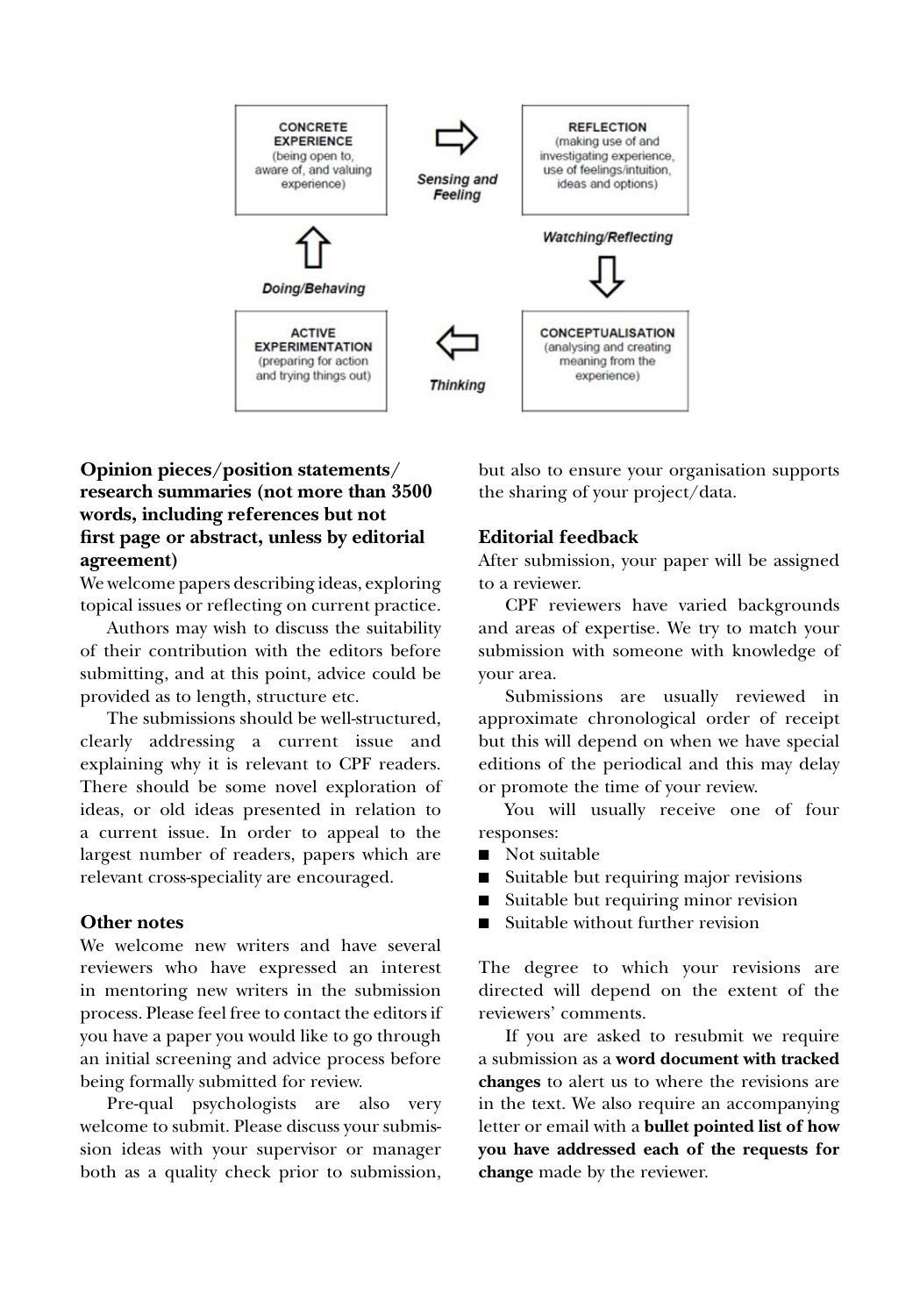CONCRETE EXPERIENCE
(being open to, aware of, and valuing experience)

Sensing and Feeling

REFLECTION
(making use of and investigating experience, use of feelings/intuition, ideas and options)

Watching/Reflecting

CONCEPTUALISATION
(analysing and creating meaning from the experience)

Thinking

ACTIVE EXPERIMENTATION
(preparing for action and trying things out)

Doing/Behaving

### Opinion pieces/position statements/ research summaries (not more than 3500 words, including references but not first page or abstract, unless by editorial agreement)

We welcome papers describing ideas, exploring topical issues or reflecting on current practice.

Authors may wish to discuss the suitability of their contribution with the editors before submitting, and at this point, advice could be provided as to length, structure etc.

The submissions should be well-structured, clearly addressing a current issue and explaining why it is relevant to CPF readers. There should be some novel exploration of ideas, or old ideas presented in relation to a current issue. In order to appeal to the largest number of readers, papers which are relevant cross-speciality are encouraged.

### Other notes

We welcome new writers and have several reviewers who have expressed an interest in mentoring new writers in the submission process. Please feel free to contact the editors if you have a paper you would like to go through an initial screening and advice process before being formally submitted for review.

Pre-qual psychologists are also very welcome to submit. Please discuss your submission ideas with your supervisor or manager both as a quality check prior to submission, but also to ensure your organisation supports the sharing of your project/data.

### Editorial feedback

After submission, your paper will be assigned to a reviewer.

CPF reviewers have varied backgrounds and areas of expertise. We try to match your submission with someone with knowledge of your area.

Submissions are usually reviewed in approximate chronological order of receipt but this will depend on when we have special editions of the periodical and this may delay or promote the time of your review.

You will usually receive one of four responses:

- Not suitable
- Suitable but requiring major revisions
- Suitable but requiring minor revision
- Suitable without further revision

The degree to which your revisions are directed will depend on the extent of the reviewers' comments.

If you are asked to resubmit we require a submission as a **word document with tracked changes** to alert us to where the revisions are in the text. We also require an accompanying letter or email with a **bullet pointed list of how you have addressed each of the requests for change** made by the reviewer.